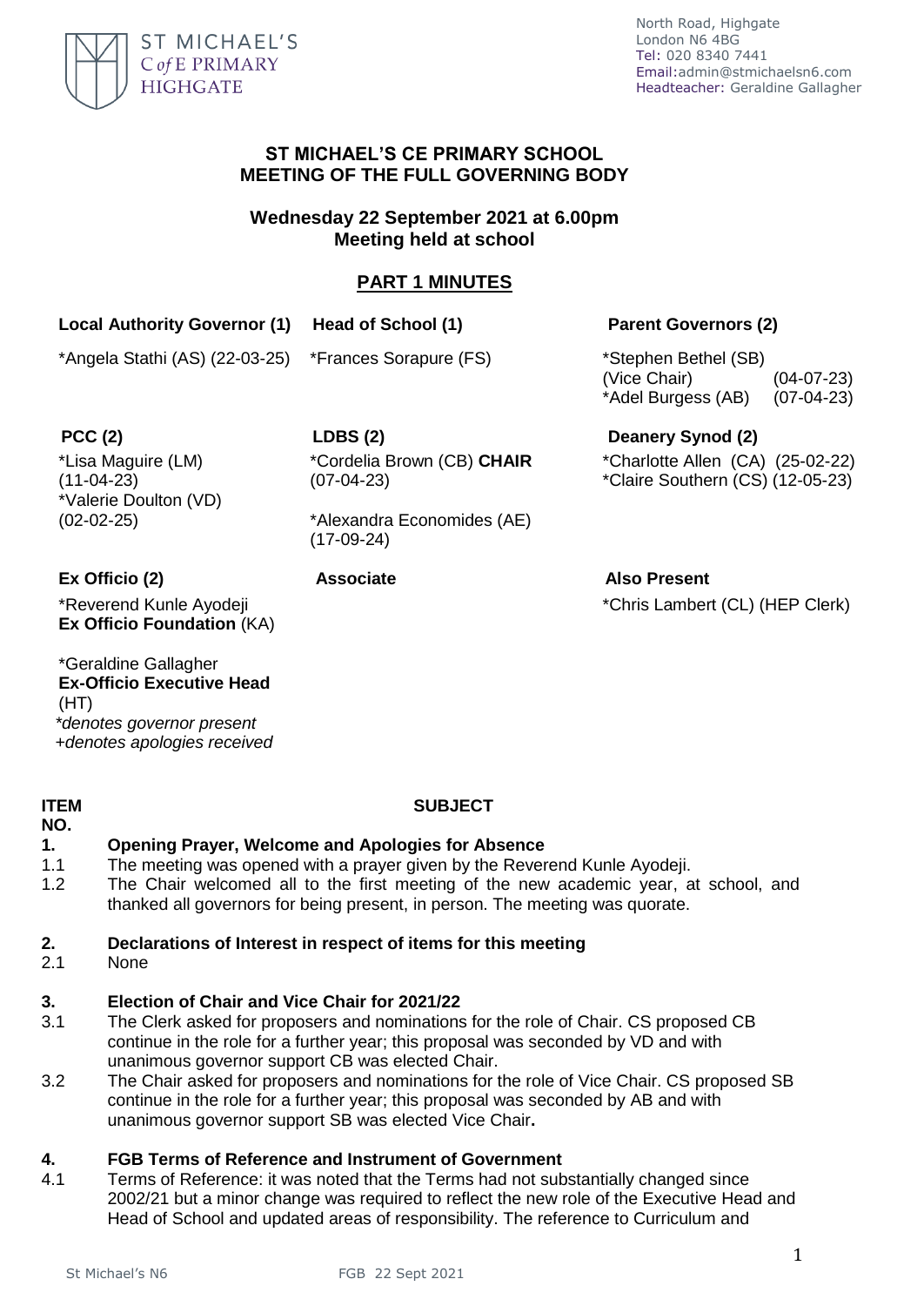ST MICHAEL'S C *of* E PRIMARY HIGHGATE

North Road, Highgate
London N6 4BG
Tel: 020 8340 7441
Email:admin@stmichaelsn6.com
Headteacher: Geraldine Gallagher

# ST MICHAEL'S CE PRIMARY SCHOOL
# MEETING OF THE FULL GOVERNING BODY

## Wednesday 22 September 2021 at 6.00pm
## Meeting held at school

## PART 1 MINUTES

| **Local Authority Governor (1)** | **Head of School (1)** | **Parent Governors (2)** |
|---|---|---|
| *Angela Stathi (AS) (22-03-25) | *Frances Sorapure (FS) | *Stephen Bethel (SB) (Vice Chair) (04-07-23)<br>*Adel Burgess (AB) (07-04-23) |
| **PCC (2)** | **LDBS (2)** | **Deanery Synod (2)** |
| *Lisa Maguire (LM) (11-04-23)<br>*Valerie Doulton (VD) (02-02-25) | *Cordelia Brown (CB) **CHAIR** (07-04-23)<br>*Alexandra Economides (AE) (17-09-24) | *Charlotte Allen (CA) (25-02-22)<br>*Claire Southern (CS) (12-05-23) |
| **Ex Officio (2)** | **Associate** | **Also Present** |
| *Reverend Kunle Ayodeji **Ex Officio Foundation** (KA)<br>*Geraldine Gallagher **Ex-Officio Executive Head** (HT) | | *Chris Lambert (CL) (HEP Clerk) |

*\*denotes governor present*
*+denotes apologies received*

| ITEM NO. | SUBJECT |
|---|---|

**1. Opening Prayer, Welcome and Apologies for Absence**

1.1 The meeting was opened with a prayer given by the Reverend Kunle Ayodeji.

1.2 The Chair welcomed all to the first meeting of the new academic year, at school, and thanked all governors for being present, in person. The meeting was quorate.

**2. Declarations of Interest in respect of items for this meeting**

2.1 None

**3. Election of Chair and Vice Chair for 2021/22**

3.1 The Clerk asked for proposers and nominations for the role of Chair. CS proposed CB continue in the role for a further year; this proposal was seconded by VD and with unanimous governor support CB was elected Chair.

3.2 The Chair asked for proposers and nominations for the role of Vice Chair. CS proposed SB continue in the role for a further year; this proposal was seconded by AB and with unanimous governor support SB was elected Vice Chair**.**

**4. FGB Terms of Reference and Instrument of Government**

4.1 Terms of Reference: it was noted that the Terms had not substantially changed since 2002/21 but a minor change was required to reflect the new role of the Executive Head and Head of School and updated areas of responsibility. The reference to Curriculum and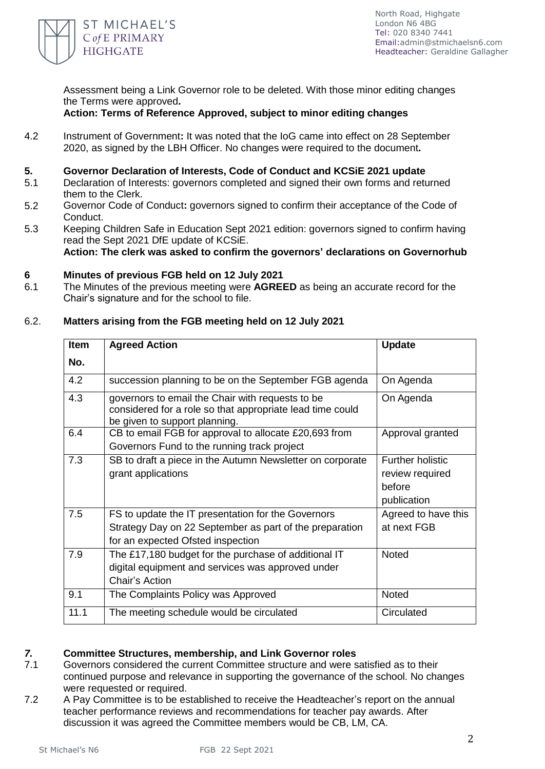Assessment being a Link Governor role to be deleted. With those minor editing changes the Terms were approved**.**
**Action: Terms of Reference Approved, subject to minor editing changes**

4.2 Instrument of Government**:** It was noted that the IoG came into effect on 28 September 2020, as signed by the LBH Officer. No changes were required to the document**.**

## 5. Governor Declaration of Interests, Code of Conduct and KCSiE 2021 update

5.1 Declaration of Interests: governors completed and signed their own forms and returned them to the Clerk.

5.2 Governor Code of Conduct**:** governors signed to confirm their acceptance of the Code of Conduct.

5.3 Keeping Children Safe in Education Sept 2021 edition: governors signed to confirm having read the Sept 2021 DfE update of KCSiE.
**Action: The clerk was asked to confirm the governors' declarations on Governorhub**

## 6 Minutes of previous FGB held on 12 July 2021

6.1 The Minutes of the previous meeting were **AGREED** as being an accurate record for the Chair's signature and for the school to file.

6.2. **Matters arising from the FGB meeting held on 12 July 2021**

| Item No. | Agreed Action | Update |
|---|---|---|
| 4.2 | succession planning to be on the September FGB agenda | On Agenda |
| 4.3 | governors to email the Chair with requests to be considered for a role so that appropriate lead time could be given to support planning. | On Agenda |
| 6.4 | CB to email FGB for approval to allocate £20,693 from Governors Fund to the running track project | Approval granted |
| 7.3 | SB to draft a piece in the Autumn Newsletter on corporate grant applications | Further holistic review required before publication |
| 7.5 | FS to update the IT presentation for the Governors Strategy Day on 22 September as part of the preparation for an expected Ofsted inspection | Agreed to have this at next FGB |
| 7.9 | The £17,180 budget for the purchase of additional IT digital equipment and services was approved under Chair's Action | Noted |
| 9.1 | The Complaints Policy was Approved | Noted |
| 11.1 | The meeting schedule would be circulated | Circulated |

## *7.* Committee Structures, membership, and Link Governor roles

7.1 Governors considered the current Committee structure and were satisfied as to their continued purpose and relevance in supporting the governance of the school. No changes were requested or required.

7.2 A Pay Committee is to be established to receive the Headteacher's report on the annual teacher performance reviews and recommendations for teacher pay awards. After discussion it was agreed the Committee members would be CB, LM, CA.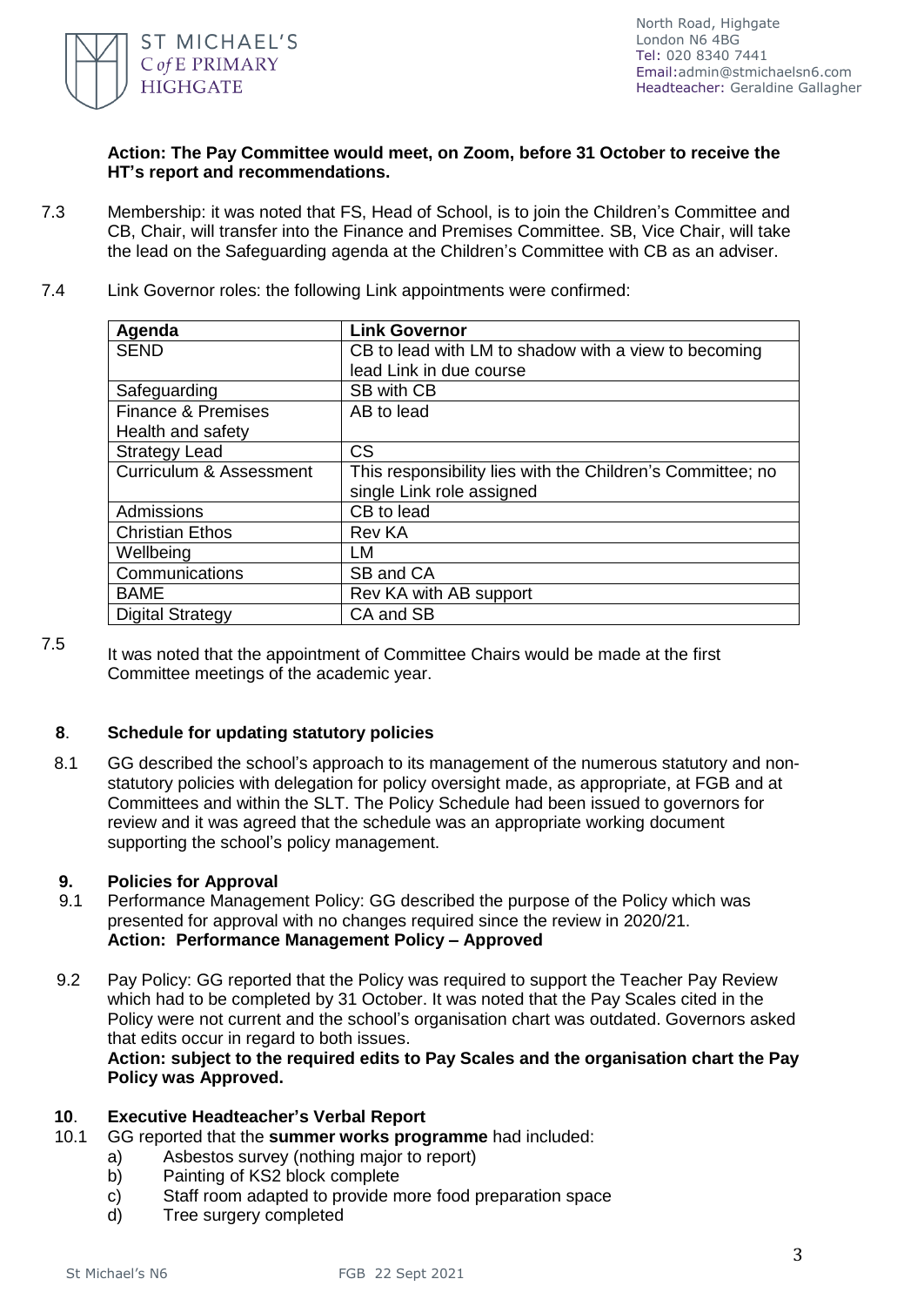**Action: The Pay Committee would meet, on Zoom, before 31 October to receive the HT's report and recommendations.**

7.3 Membership: it was noted that FS, Head of School, is to join the Children's Committee and CB, Chair, will transfer into the Finance and Premises Committee. SB, Vice Chair, will take the lead on the Safeguarding agenda at the Children's Committee with CB as an adviser.

7.4 Link Governor roles: the following Link appointments were confirmed:

| Agenda | Link Governor |
|---|---|
| SEND | CB to lead with LM to shadow with a view to becoming lead Link in due course |
| Safeguarding | SB with CB |
| Finance & Premises Health and safety | AB to lead |
| Strategy Lead | CS |
| Curriculum & Assessment | This responsibility lies with the Children's Committee; no single Link role assigned |
| Admissions | CB to lead |
| Christian Ethos | Rev KA |
| Wellbeing | LM |
| Communications | SB and CA |
| BAME | Rev KA with AB support |
| Digital Strategy | CA and SB |

7.5 It was noted that the appointment of Committee Chairs would be made at the first Committee meetings of the academic year.

## 8. Schedule for updating statutory policies

8.1 GG described the school's approach to its management of the numerous statutory and non-statutory policies with delegation for policy oversight made, as appropriate, at FGB and at Committees and within the SLT. The Policy Schedule had been issued to governors for review and it was agreed that the schedule was an appropriate working document supporting the school's policy management.

## 9. Policies for Approval

9.1 Performance Management Policy: GG described the purpose of the Policy which was presented for approval with no changes required since the review in 2020/21.
**Action: Performance Management Policy – Approved**

9.2 Pay Policy: GG reported that the Policy was required to support the Teacher Pay Review which had to be completed by 31 October. It was noted that the Pay Scales cited in the Policy were not current and the school's organisation chart was outdated. Governors asked that edits occur in regard to both issues.
**Action: subject to the required edits to Pay Scales and the organisation chart the Pay Policy was Approved.**

## 10. Executive Headteacher's Verbal Report

10.1 GG reported that the **summer works programme** had included:

a) Asbestos survey (nothing major to report)
b) Painting of KS2 block complete
c) Staff room adapted to provide more food preparation space
d) Tree surgery completed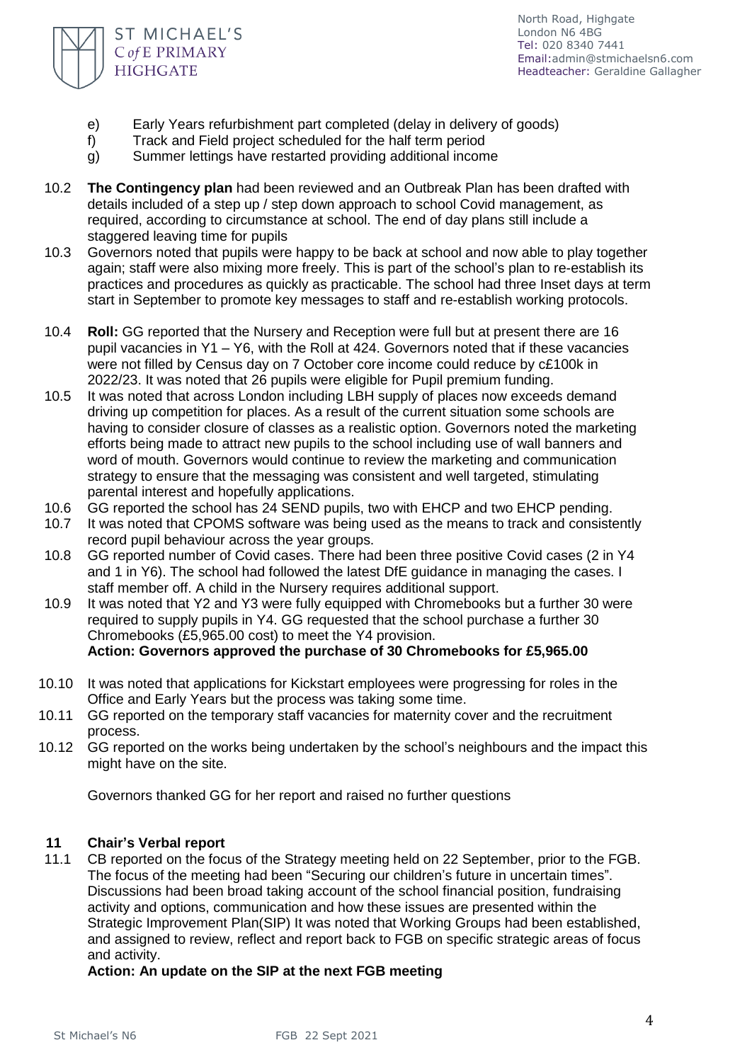e) Early Years refurbishment part completed (delay in delivery of goods)
f) Track and Field project scheduled for the half term period
g) Summer lettings have restarted providing additional income

10.2 **The Contingency plan** had been reviewed and an Outbreak Plan has been drafted with details included of a step up / step down approach to school Covid management, as required, according to circumstance at school. The end of day plans still include a staggered leaving time for pupils

10.3 Governors noted that pupils were happy to be back at school and now able to play together again; staff were also mixing more freely. This is part of the school's plan to re-establish its practices and procedures as quickly as practicable. The school had three Inset days at term start in September to promote key messages to staff and re-establish working protocols.

10.4 **Roll:** GG reported that the Nursery and Reception were full but at present there are 16 pupil vacancies in Y1 – Y6, with the Roll at 424. Governors noted that if these vacancies were not filled by Census day on 7 October core income could reduce by c£100k in 2022/23. It was noted that 26 pupils were eligible for Pupil premium funding.

10.5 It was noted that across London including LBH supply of places now exceeds demand driving up competition for places. As a result of the current situation some schools are having to consider closure of classes as a realistic option. Governors noted the marketing efforts being made to attract new pupils to the school including use of wall banners and word of mouth. Governors would continue to review the marketing and communication strategy to ensure that the messaging was consistent and well targeted, stimulating parental interest and hopefully applications.

10.6 GG reported the school has 24 SEND pupils, two with EHCP and two EHCP pending.

10.7 It was noted that CPOMS software was being used as the means to track and consistently record pupil behaviour across the year groups.

10.8 GG reported number of Covid cases. There had been three positive Covid cases (2 in Y4 and 1 in Y6). The school had followed the latest DfE guidance in managing the cases. I staff member off. A child in the Nursery requires additional support.

10.9 It was noted that Y2 and Y3 were fully equipped with Chromebooks but a further 30 were required to supply pupils in Y4. GG requested that the school purchase a further 30 Chromebooks (£5,965.00 cost) to meet the Y4 provision.
**Action: Governors approved the purchase of 30 Chromebooks for £5,965.00**

10.10 It was noted that applications for Kickstart employees were progressing for roles in the Office and Early Years but the process was taking some time.

10.11 GG reported on the temporary staff vacancies for maternity cover and the recruitment process.

10.12 GG reported on the works being undertaken by the school's neighbours and the impact this might have on the site.

Governors thanked GG for her report and raised no further questions

## 11 Chair's Verbal report

11.1 CB reported on the focus of the Strategy meeting held on 22 September, prior to the FGB. The focus of the meeting had been "Securing our children's future in uncertain times". Discussions had been broad taking account of the school financial position, fundraising activity and options, communication and how these issues are presented within the Strategic Improvement Plan(SIP) It was noted that Working Groups had been established, and assigned to review, reflect and report back to FGB on specific strategic areas of focus and activity.
**Action: An update on the SIP at the next FGB meeting**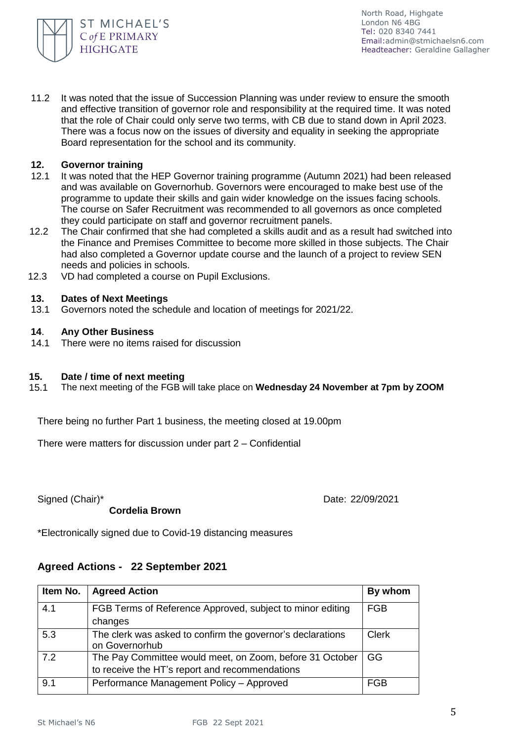11.2 It was noted that the issue of Succession Planning was under review to ensure the smooth and effective transition of governor role and responsibility at the required time. It was noted that the role of Chair could only serve two terms, with CB due to stand down in April 2023. There was a focus now on the issues of diversity and equality in seeking the appropriate Board representation for the school and its community.

**12. Governor training**

12.1 It was noted that the HEP Governor training programme (Autumn 2021) had been released and was available on Governorhub. Governors were encouraged to make best use of the programme to update their skills and gain wider knowledge on the issues facing schools. The course on Safer Recruitment was recommended to all governors as once completed they could participate on staff and governor recruitment panels.

12.2 The Chair confirmed that she had completed a skills audit and as a result had switched into the Finance and Premises Committee to become more skilled in those subjects. The Chair had also completed a Governor update course and the launch of a project to review SEN needs and policies in schools.

12.3 VD had completed a course on Pupil Exclusions.

**13. Dates of Next Meetings**

13.1 Governors noted the schedule and location of meetings for 2021/22.

**14. Any Other Business**

14.1 There were no items raised for discussion

**15. Date / time of next meeting**

15.1 The next meeting of the FGB will take place on **Wednesday 24 November at 7pm by ZOOM**

There being no further Part 1 business, the meeting closed at 19.00pm

There were matters for discussion under part 2 – Confidential

Signed (Chair)* Date: 22/09/2021

**Cordelia Brown**

*Electronically signed due to Covid-19 distancing measures

## Agreed Actions - 22 September 2021

| Item No. | Agreed Action | By whom |
|---|---|---|
| 4.1 | FGB Terms of Reference Approved, subject to minor editing changes | FGB |
| 5.3 | The clerk was asked to confirm the governor's declarations on Governorhub | Clerk |
| 7.2 | The Pay Committee would meet, on Zoom, before 31 October to receive the HT's report and recommendations | GG |
| 9.1 | Performance Management Policy – Approved | FGB |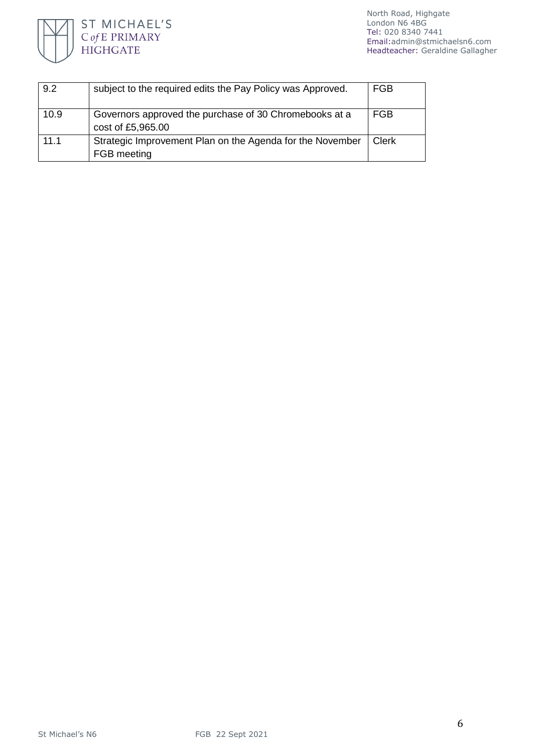| | | |
|---|---|---|
| 9.2 | subject to the required edits the Pay Policy was Approved. | FGB |
| 10.9 | Governors approved the purchase of 30 Chromebooks at a cost of £5,965.00 | FGB |
| 11.1 | Strategic Improvement Plan on the Agenda for the November FGB meeting | Clerk |